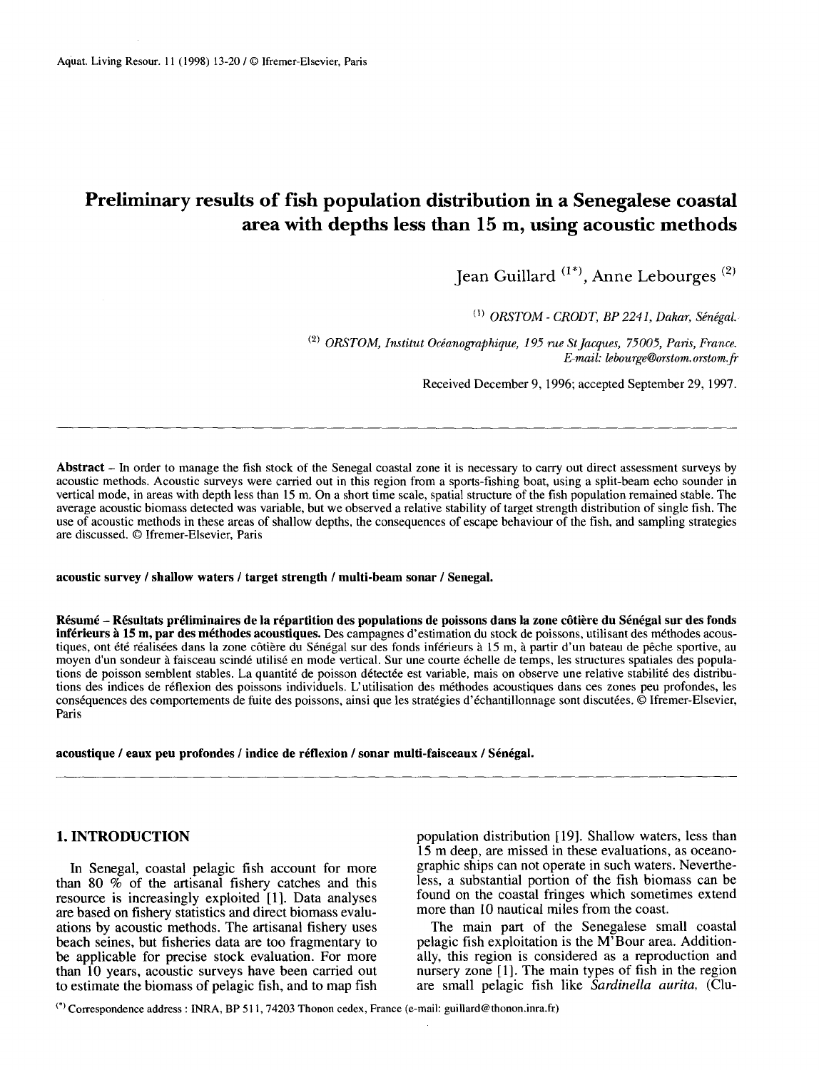# Preliminary results of fish population distribution in a Senegalese coastal area with depths less than 15 m, using acoustic methods

Jean Guillard [1*], Anne Lebourges [2]

[1] *ORSTOM - CRODT, BP 2241, Dakar, Sénégal.*

[2] *ORSTOM, Institut Océanographique, 195 rue St Jacques, 75005, Paris, France. E-mail: lebourge@orstom.orstom.fr*

Received December 9, 1996; accepted September 29, 1997.

---

**Abstract** – In order to manage the fish stock of the Senegal coastal zone it is necessary to carry out direct assessment surveys by acoustic methods. Acoustic surveys were carried out in this region from a sports-fishing boat, using a split-beam echo sounder in vertical mode, in areas with depth less than 15 m. On a short time scale, spatial structure of the fish population remained stable. The average acoustic biomass detected was variable, but we observed a relative stability of target strength distribution of single fish. The use of acoustic methods in these areas of shallow depths, the consequences of escape behaviour of the fish, and sampling strategies are discussed. © Ifremer-Elsevier, Paris

**acoustic survey / shallow waters / target strength / multi-beam sonar / Senegal.**

**Résumé – Résultats préliminaires de la répartition des populations de poissons dans la zone côtière du Sénégal sur des fonds inférieurs à 15 m, par des méthodes acoustiques.** Des campagnes d'estimation du stock de poissons, utilisant des méthodes acoustiques, ont été réalisées dans la zone côtière du Sénégal sur des fonds inférieurs à 15 m, à partir d'un bateau de pêche sportive, au moyen d'un sondeur à faisceau scindé utilisé en mode vertical. Sur une courte échelle de temps, les structures spatiales des populations de poisson semblent stables. La quantité de poisson détectée est variable, mais on observe une relative stabilité des distributions des indices de réflexion des poissons individuels. L'utilisation des méthodes acoustiques dans ces zones peu profondes, les conséquences des comportements de fuite des poissons, ainsi que les stratégies d'échantillonnage sont discutées. © Ifremer-Elsevier, Paris

**acoustique / eaux peu profondes / indice de réflexion / sonar multi-faisceaux / Sénégal.**

---

## 1. INTRODUCTION

In Senegal, coastal pelagic fish account for more than 80 % of the artisanal fishery catches and this resource is increasingly exploited [1]. Data analyses are based on fishery statistics and direct biomass evaluations by acoustic methods. The artisanal fishery uses beach seines, but fisheries data are too fragmentary to be applicable for precise stock evaluation. For more than 10 years, acoustic surveys have been carried out to estimate the biomass of pelagic fish, and to map fish population distribution [19]. Shallow waters, less than 15 m deep, are missed in these evaluations, as oceanographic ships can not operate in such waters. Nevertheless, a substantial portion of the fish biomass can be found on the coastal fringes which sometimes extend more than 10 nautical miles from the coast.

The main part of the Senegalese small coastal pelagic fish exploitation is the M'Bour area. Additionally, this region is considered as a reproduction and nursery zone [1]. The main types of fish in the region are small pelagic fish like *Sardinella aurita*, (Clu-

(*) Correspondence address : INRA, BP 511, 74203 Thonon cedex, France (e-mail: guillard@thonon.inra.fr)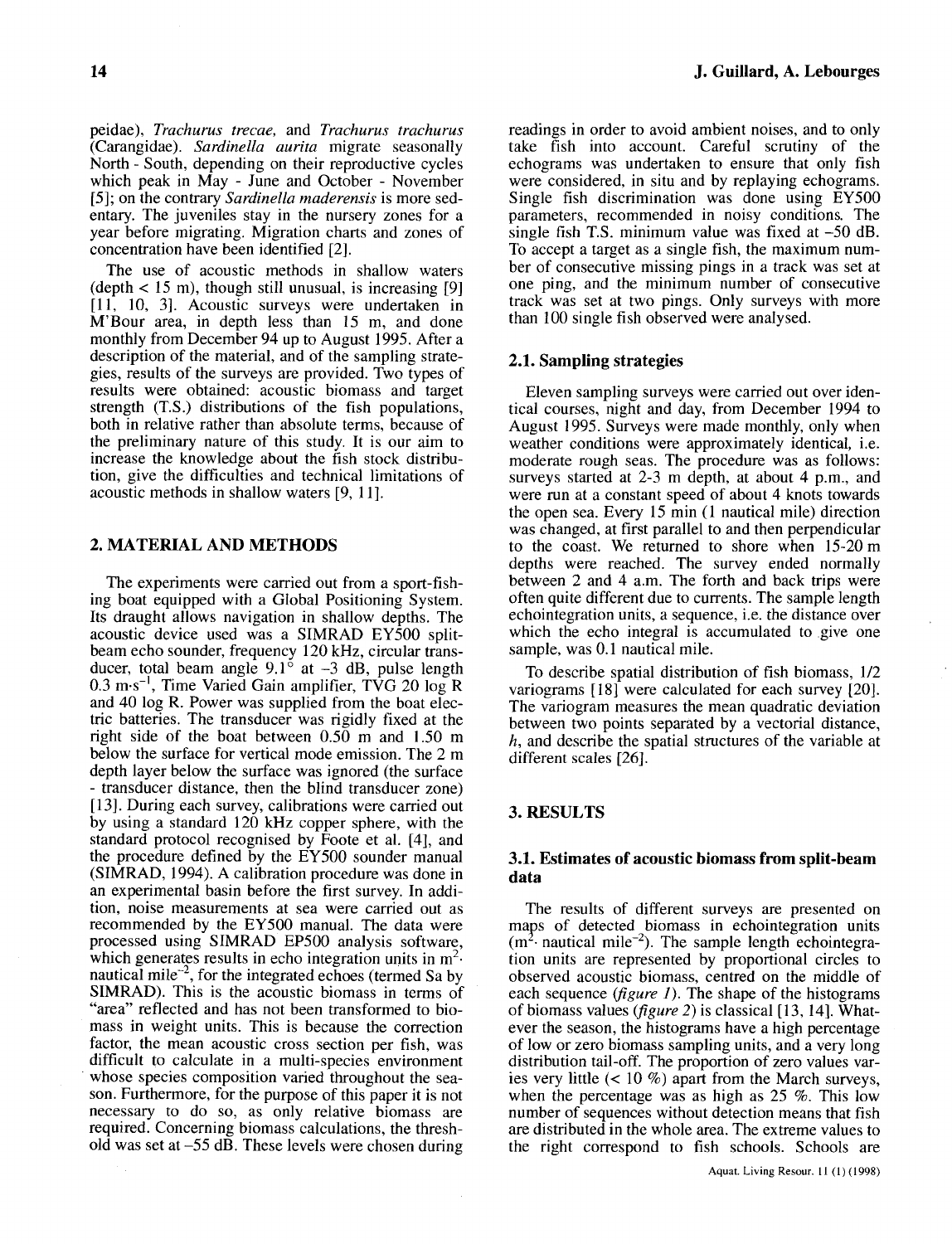peidae), *Trachurus trecae*, and *Trachurus trachurus* (Carangidae). *Sardinella aurita* migrate seasonally North - South, depending on their reproductive cycles which peak in May - June and October - November [5]; on the contrary *Sardinella maderensis* is more sedentary. The juveniles stay in the nursery zones for a year before migrating. Migration charts and zones of concentration have been identified [2].

The use of acoustic methods in shallow waters (depth < 15 m), though still unusual, is increasing [9] [11, 10, 3]. Acoustic surveys were undertaken in M'Bour area, in depth less than 15 m, and done monthly from December 94 up to August 1995. After a description of the material, and of the sampling strategies, results of the surveys are provided. Two types of results were obtained: acoustic biomass and target strength (T.S.) distributions of the fish populations, both in relative rather than absolute terms, because of the preliminary nature of this study. It is our aim to increase the knowledge about the fish stock distribution, give the difficulties and technical limitations of acoustic methods in shallow waters [9, 11].

## 2. MATERIAL AND METHODS

The experiments were carried out from a sport-fishing boat equipped with a Global Positioning System. Its draught allows navigation in shallow depths. The acoustic device used was a SIMRAD EY500 split-beam echo sounder, frequency 120 kHz, circular transducer, total beam angle 9.1° at –3 dB, pulse length 0.3 $m \cdot s^{-1}$, Time Varied Gain amplifier, TVG 20 log R and 40 log R. Power was supplied from the boat electric batteries. The transducer was rigidly fixed at the right side of the boat between 0.50 m and 1.50 m below the surface for vertical mode emission. The 2 m depth layer below the surface was ignored (the surface - transducer distance, then the blind transducer zone) [13]. During each survey, calibrations were carried out by using a standard 120 kHz copper sphere, with the standard protocol recognised by Foote et al. [4], and the procedure defined by the EY500 sounder manual (SIMRAD, 1994). A calibration procedure was done in an experimental basin before the first survey. In addition, noise measurements at sea were carried out as recommended by the EY500 manual. The data were processed using SIMRAD EP500 analysis software, which generates results in echo integration units in $m^2 \cdot$ nautical $mile^{-2}$, for the integrated echoes (termed Sa by SIMRAD). This is the acoustic biomass in terms of "area" reflected and has not been transformed to biomass in weight units. This is because the correction factor, the mean acoustic cross section per fish, was difficult to calculate in a multi-species environment whose species composition varied throughout the season. Furthermore, for the purpose of this paper it is not necessary to do so, as only relative biomass are required. Concerning biomass calculations, the threshold was set at –55 dB. These levels were chosen during readings in order to avoid ambient noises, and to only take fish into account. Careful scrutiny of the echograms was undertaken to ensure that only fish were considered, in situ and by replaying echograms. Single fish discrimination was done using EY500 parameters, recommended in noisy conditions. The single fish T.S. minimum value was fixed at –50 dB. To accept a target as a single fish, the maximum number of consecutive missing pings in a track was set at one ping, and the minimum number of consecutive track was set at two pings. Only surveys with more than 100 single fish observed were analysed.

### 2.1. Sampling strategies

Eleven sampling surveys were carried out over identical courses, night and day, from December 1994 to August 1995. Surveys were made monthly, only when weather conditions were approximately identical, i.e. moderate rough seas. The procedure was as follows: surveys started at 2-3 m depth, at about 4 p.m., and were run at a constant speed of about 4 knots towards the open sea. Every 15 min (1 nautical mile) direction was changed, at first parallel to and then perpendicular to the coast. We returned to shore when 15-20 m depths were reached. The survey ended normally between 2 and 4 a.m. The forth and back trips were often quite different due to currents. The sample length echointegration units, a sequence, i.e. the distance over which the echo integral is accumulated to give one sample, was 0.1 nautical mile.

To describe spatial distribution of fish biomass, 1/2 variograms [18] were calculated for each survey [20]. The variogram measures the mean quadratic deviation between two points separated by a vectorial distance, $h$, and describe the spatial structures of the variable at different scales [26].

## 3. RESULTS

### 3.1. Estimates of acoustic biomass from split-beam data

The results of different surveys are presented on maps of detected biomass in echointegration units ($m^2 \cdot$ nautical $mile^{-2}$). The sample length echointegration units are represented by proportional circles to observed acoustic biomass, centred on the middle of each sequence (*figure 1*). The shape of the histograms of biomass values (*figure 2*) is classical [13, 14]. Whatever the season, the histograms have a high percentage of low or zero biomass sampling units, and a very long distribution tail-off. The proportion of zero values varies very little (< 10 %) apart from the March surveys, when the percentage was as high as 25 %. This low number of sequences without detection means that fish are distributed in the whole area. The extreme values to the right correspond to fish schools. Schools are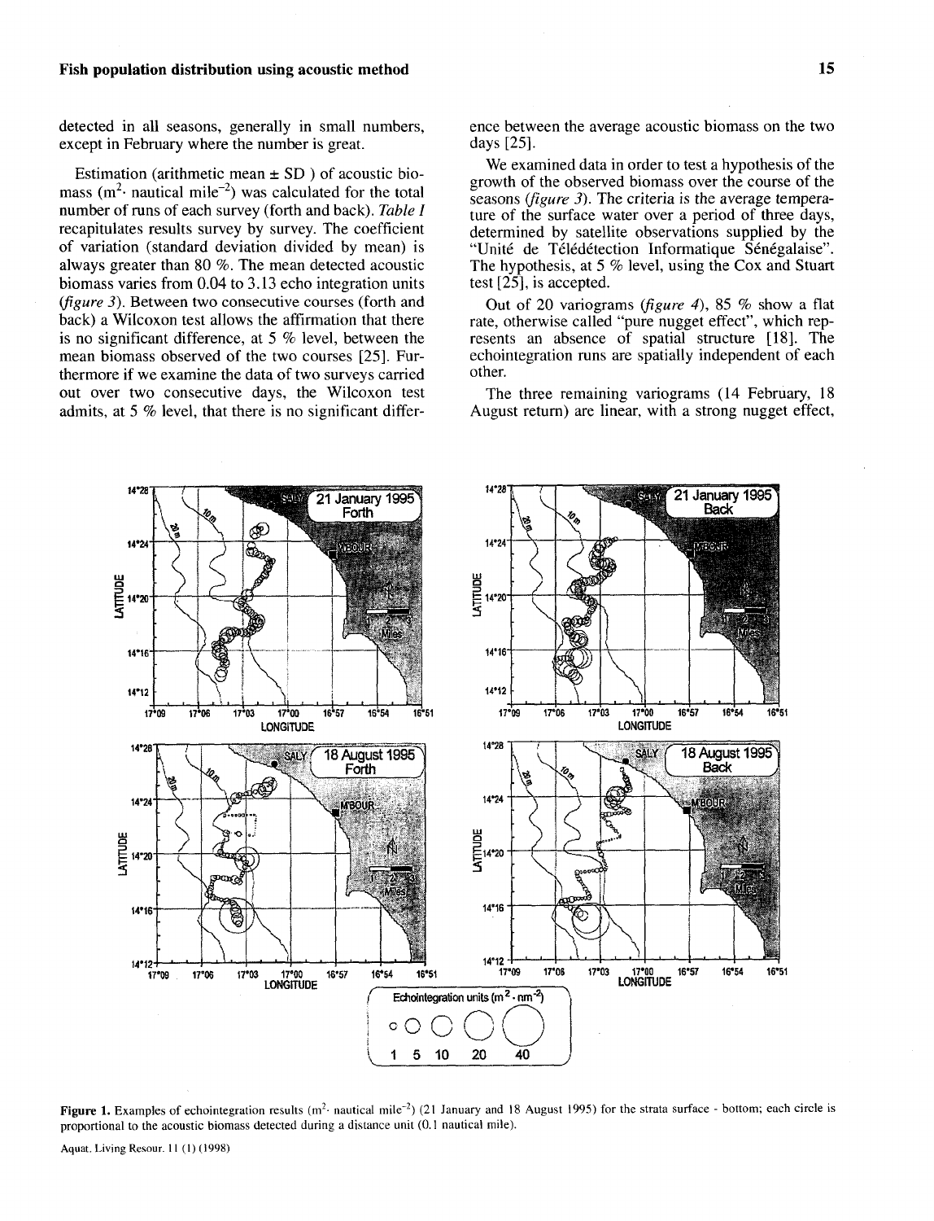detected in all seasons, generally in small numbers, except in February where the number is great.

Estimation (arithmetic mean ± SD ) of acoustic biomass ($m^2 \cdot$ nautical $mile^{-2}$) was calculated for the total number of runs of each survey (forth and back). *Table I* recapitulates results survey by survey. The coefficient of variation (standard deviation divided by mean) is always greater than 80 %. The mean detected acoustic biomass varies from 0.04 to 3.13 echo integration units (*figure 3*). Between two consecutive courses (forth and back) a Wilcoxon test allows the affirmation that there is no significant difference, at 5 % level, between the mean biomass observed of the two courses [25]. Furthermore if we examine the data of two surveys carried out over two consecutive days, the Wilcoxon test admits, at 5 % level, that there is no significant difference between the average acoustic biomass on the two days [25].

We examined data in order to test a hypothesis of the growth of the observed biomass over the course of the seasons (*figure 3*). The criteria is the average temperature of the surface water over a period of three days, determined by satellite observations supplied by the "Unité de Télédétection Informatique Sénégalaise". The hypothesis, at 5 % level, using the Cox and Stuart test [25], is accepted.

Out of 20 variograms (*figure 4*), 85 % show a flat rate, otherwise called "pure nugget effect", which represents an absence of spatial structure [18]. The echointegration runs are spatially independent of each other.

The three remaining variograms (14 February, 18 August return) are linear, with a strong nugget effect,

**Figure 1.** Examples of echointegration results ($m^2 \cdot$ nautical $mile^{-2}$) (21 January and 18 August 1995) for the strata surface - bottom; each circle is proportional to the acoustic biomass detected during a distance unit (0.1 nautical mile).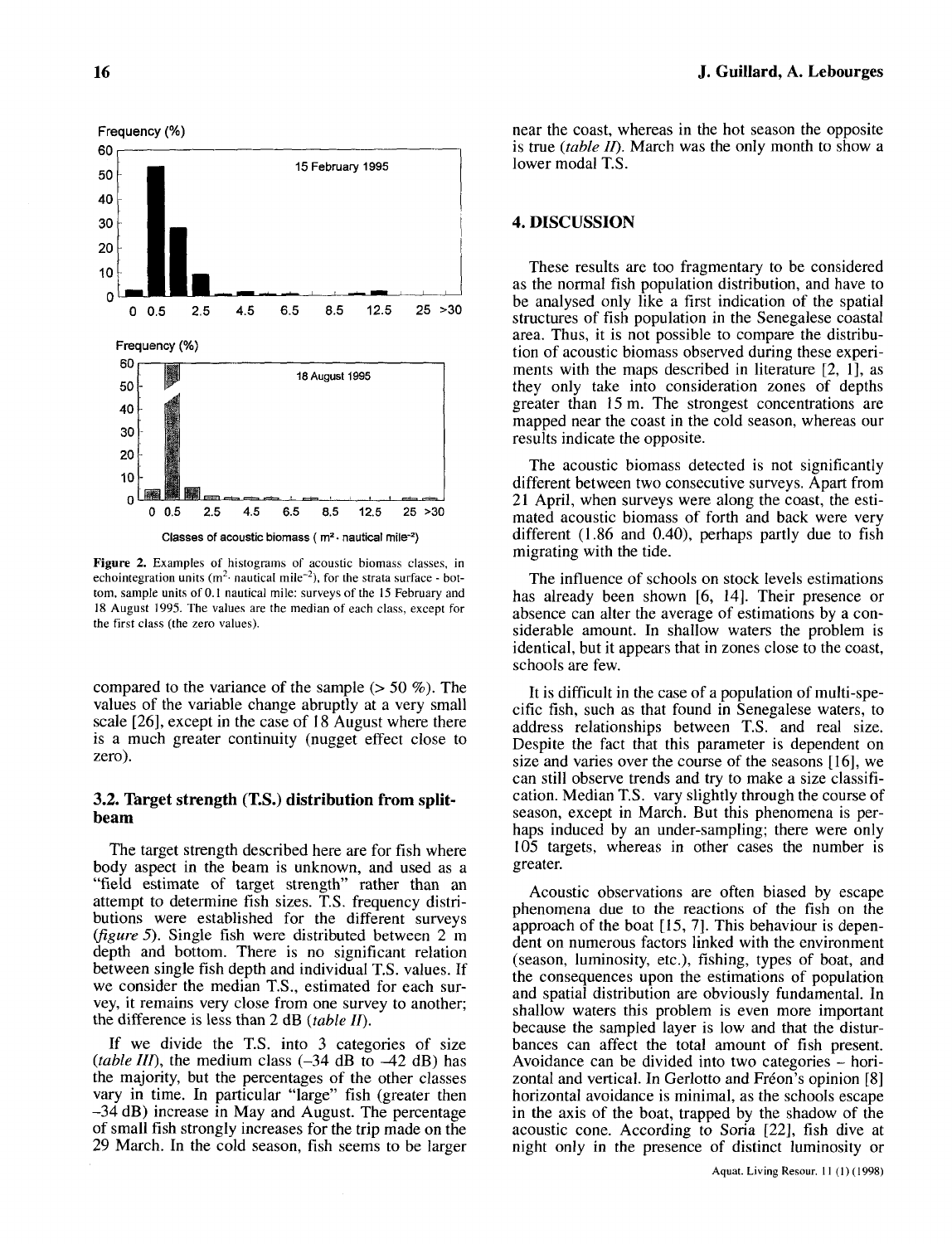Frequency (%)

15 February 1995

Frequency (%)

18 August 1995

Classes of acoustic biomass ( m²· nautical mile⁻²)

**Figure 2.** Examples of histograms of acoustic biomass classes, in echointegration units ($m^2 \cdot$ nautical mile$^{-2}$), for the strata surface - bottom, sample units of 0.1 nautical mile: surveys of the 15 February and 18 August 1995. The values are the median of each class, except for the first class (the zero values).

compared to the variance of the sample (> 50 %). The values of the variable change abruptly at a very small scale [26], except in the case of 18 August where there is a much greater continuity (nugget effect close to zero).

### 3.2. Target strength (T.S.) distribution from split-beam

The target strength described here are for fish where body aspect in the beam is unknown, and used as a "field estimate of target strength" rather than an attempt to determine fish sizes. T.S. frequency distributions were established for the different surveys (*figure 5*). Single fish were distributed between 2 m depth and bottom. There is no significant relation between single fish depth and individual T.S. values. If we consider the median T.S., estimated for each survey, it remains very close from one survey to another; the difference is less than 2 dB (*table II*).

If we divide the T.S. into 3 categories of size (*table III*), the medium class (–34 dB to –42 dB) has the majority, but the percentages of the other classes vary in time. In particular "large" fish (greater then –34 dB) increase in May and August. The percentage of small fish strongly increases for the trip made on the 29 March. In the cold season, fish seems to be larger near the coast, whereas in the hot season the opposite is true (*table II*). March was the only month to show a lower modal T.S.

## 4. DISCUSSION

These results are too fragmentary to be considered as the normal fish population distribution, and have to be analysed only like a first indication of the spatial structures of fish population in the Senegalese coastal area. Thus, it is not possible to compare the distribution of acoustic biomass observed during these experiments with the maps described in literature [2, 1], as they only take into consideration zones of depths greater than 15 m. The strongest concentrations are mapped near the coast in the cold season, whereas our results indicate the opposite.

The acoustic biomass detected is not significantly different between two consecutive surveys. Apart from 21 April, when surveys were along the coast, the estimated acoustic biomass of forth and back were very different (1.86 and 0.40), perhaps partly due to fish migrating with the tide.

The influence of schools on stock levels estimations has already been shown [6, 14]. Their presence or absence can alter the average of estimations by a considerable amount. In shallow waters the problem is identical, but it appears that in zones close to the coast, schools are few.

It is difficult in the case of a population of multi-specific fish, such as that found in Senegalese waters, to address relationships between T.S. and real size. Despite the fact that this parameter is dependent on size and varies over the course of the seasons [16], we can still observe trends and try to make a size classification. Median T.S. vary slightly through the course of season, except in March. But this phenomena is perhaps induced by an under-sampling; there were only 105 targets, whereas in other cases the number is greater.

Acoustic observations are often biased by escape phenomena due to the reactions of the fish on the approach of the boat [15, 7]. This behaviour is dependent on numerous factors linked with the environment (season, luminosity, etc.), fishing, types of boat, and the consequences upon the estimations of population and spatial distribution are obviously fundamental. In shallow waters this problem is even more important because the sampled layer is low and that the disturbances can affect the total amount of fish present. Avoidance can be divided into two categories – horizontal and vertical. In Gerlotto and Fréon's opinion [8] horizontal avoidance is minimal, as the schools escape in the axis of the boat, trapped by the shadow of the acoustic cone. According to Soria [22], fish dive at night only in the presence of distinct luminosity or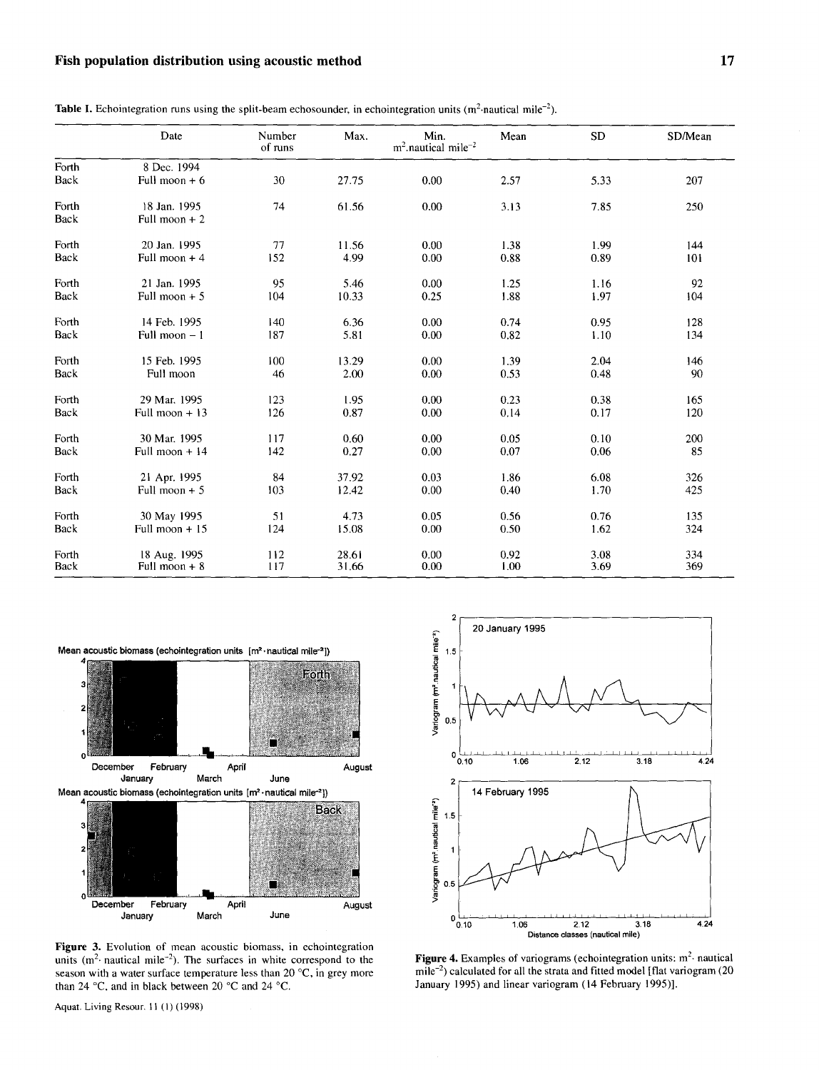**Table I.** Echointegration runs using the split-beam echosounder, in echointegration units ($m^2 \cdot$nautical $mile^{-2}$).

| | Date | Number of runs | Max. | Min. $m^2$.nautical $mile^{-2}$ | Mean | SD | SD/Mean |
|---|---|---|---|---|---|---|---|
| Forth | 8 Dec. 1994 | | | | | | |
| Back | Full moon + 6 | 30 | 27.75 | 0.00 | 2.57 | 5.33 | 207 |
| Forth | 18 Jan. 1995 | 74 | 61.56 | 0.00 | 3.13 | 7.85 | 250 |
| Back | Full moon + 2 | | | | | | |
| Forth | 20 Jan. 1995 | 77 | 11.56 | 0.00 | 1.38 | 1.99 | 144 |
| Back | Full moon + 4 | 152 | 4.99 | 0.00 | 0.88 | 0.89 | 101 |
| Forth | 21 Jan. 1995 | 95 | 5.46 | 0.00 | 1.25 | 1.16 | 92 |
| Back | Full moon + 5 | 104 | 10.33 | 0.25 | 1.88 | 1.97 | 104 |
| Forth | 14 Feb. 1995 | 140 | 6.36 | 0.00 | 0.74 | 0.95 | 128 |
| Back | Full moon – 1 | 187 | 5.81 | 0.00 | 0.82 | 1.10 | 134 |
| Forth | 15 Feb. 1995 | 100 | 13.29 | 0.00 | 1.39 | 2.04 | 146 |
| Back | Full moon | 46 | 2.00 | 0.00 | 0.53 | 0.48 | 90 |
| Forth | 29 Mar. 1995 | 123 | 1.95 | 0.00 | 0.23 | 0.38 | 165 |
| Back | Full moon + 13 | 126 | 0.87 | 0.00 | 0.14 | 0.17 | 120 |
| Forth | 30 Mar. 1995 | 117 | 0.60 | 0.00 | 0.05 | 0.10 | 200 |
| Back | Full moon + 14 | 142 | 0.27 | 0.00 | 0.07 | 0.06 | 85 |
| Forth | 21 Apr. 1995 | 84 | 37.92 | 0.03 | 1.86 | 6.08 | 326 |
| Back | Full moon + 5 | 103 | 12.42 | 0.00 | 0.40 | 1.70 | 425 |
| Forth | 30 May 1995 | 51 | 4.73 | 0.05 | 0.56 | 0.76 | 135 |
| Back | Full moon + 15 | 124 | 15.08 | 0.00 | 0.50 | 1.62 | 324 |
| Forth | 18 Aug. 1995 | 112 | 28.61 | 0.00 | 0.92 | 3.08 | 334 |
| Back | Full moon + 8 | 117 | 31.66 | 0.00 | 1.00 | 3.69 | 369 |

**Figure 3.** Evolution of mean acoustic biomass, in echointegration units ($m^2 \cdot$ nautical $mile^{-2}$). The surfaces in white correspond to the season with a water surface temperature less than 20 °C, in grey more than 24 °C, and in black between 20 °C and 24 °C.

**Figure 4.** Examples of variograms (echointegration units: $m^2 \cdot$ nautical $mile^{-2}$) calculated for all the strata and fitted model [flat variogram (20 January 1995) and linear variogram (14 February 1995)].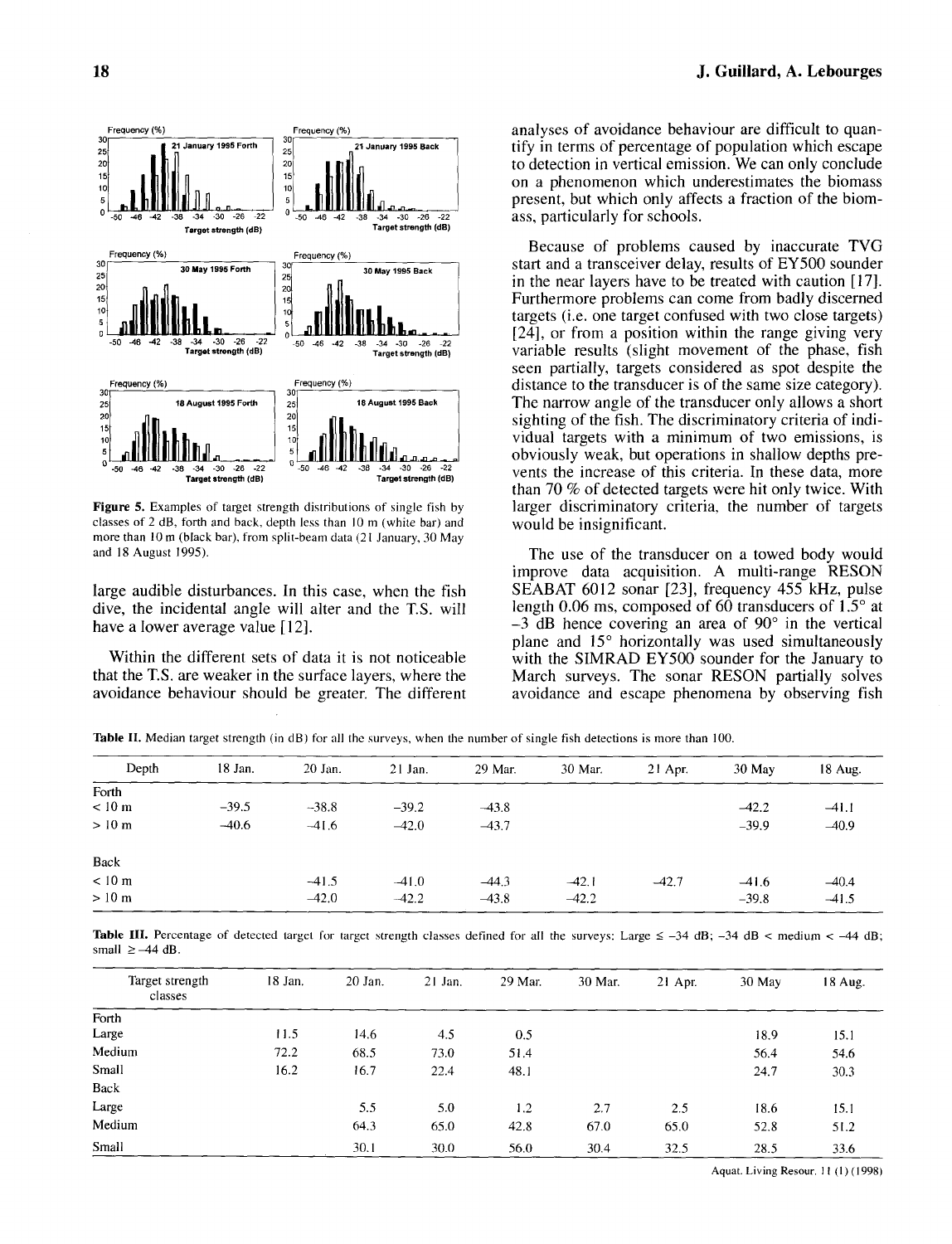Figure 5. Examples of target strength distributions of single fish by classes of 2 dB, forth and back, depth less than 10 m (white bar) and more than 10 m (black bar), from split-beam data (21 January, 30 May and 18 August 1995).

large audible disturbances. In this case, when the fish dive, the incidental angle will alter and the T.S. will have a lower average value [12].

Within the different sets of data it is not noticeable that the T.S. are weaker in the surface layers, where the avoidance behaviour should be greater. The different analyses of avoidance behaviour are difficult to quantify in terms of percentage of population which escape to detection in vertical emission. We can only conclude on a phenomenon which underestimates the biomass present, but which only affects a fraction of the biomass, particularly for schools.

Because of problems caused by inaccurate TVG start and a transceiver delay, results of EY500 sounder in the near layers have to be treated with caution [17]. Furthermore problems can come from badly discerned targets (i.e. one target confused with two close targets) [24], or from a position within the range giving very variable results (slight movement of the phase, fish seen partially, targets considered as spot despite the distance to the transducer is of the same size category). The narrow angle of the transducer only allows a short sighting of the fish. The discriminatory criteria of individual targets with a minimum of two emissions, is obviously weak, but operations in shallow depths prevents the increase of this criteria. In these data, more than 70 % of detected targets were hit only twice. With larger discriminatory criteria, the number of targets would be insignificant.

The use of the transducer on a towed body would improve data acquisition. A multi-range RESON SEABAT 6012 sonar [23], frequency 455 kHz, pulse length 0.06 ms, composed of 60 transducers of 1.5° at –3 dB hence covering an area of 90° in the vertical plane and 15° horizontally was used simultaneously with the SIMRAD EY500 sounder for the January to March surveys. The sonar RESON partially solves avoidance and escape phenomena by observing fish

**Table II.** Median target strength (in dB) for all the surveys, when the number of single fish detections is more than 100.

| Depth | 18 Jan. | 20 Jan. | 21 Jan. | 29 Mar. | 30 Mar. | 21 Apr. | 30 May | 18 Aug. |
|---|---|---|---|---|---|---|---|---|
| Forth | | | | | | | | |
| < 10 m | –39.5 | –38.8 | –39.2 | –43.8 | | | –42.2 | –41.1 |
| > 10 m | –40.6 | –41.6 | –42.0 | –43.7 | | | –39.9 | –40.9 |
| Back | | | | | | | | |
| < 10 m | | –41.5 | –41.0 | –44.3 | –42.1 | –42.7 | –41.6 | –40.4 |
| > 10 m | | –42.0 | –42.2 | –43.8 | –42.2 | | –39.8 | –41.5 |

**Table III.** Percentage of detected target for target strength classes defined for all the surveys: Large ≤ –34 dB; –34 dB < medium < –44 dB; small ≥ –44 dB.

| Target strength classes | 18 Jan. | 20 Jan. | 21 Jan. | 29 Mar. | 30 Mar. | 21 Apr. | 30 May | 18 Aug. |
|---|---|---|---|---|---|---|---|---|
| Forth | | | | | | | | |
| Large | 11.5 | 14.6 | 4.5 | 0.5 | | | 18.9 | 15.1 |
| Medium | 72.2 | 68.5 | 73.0 | 51.4 | | | 56.4 | 54.6 |
| Small | 16.2 | 16.7 | 22.4 | 48.1 | | | 24.7 | 30.3 |
| Back | | | | | | | | |
| Large | | 5.5 | 5.0 | 1.2 | 2.7 | 2.5 | 18.6 | 15.1 |
| Medium | | 64.3 | 65.0 | 42.8 | 67.0 | 65.0 | 52.8 | 51.2 |
| Small | | 30.1 | 30.0 | 56.0 | 30.4 | 32.5 | 28.5 | 33.6 |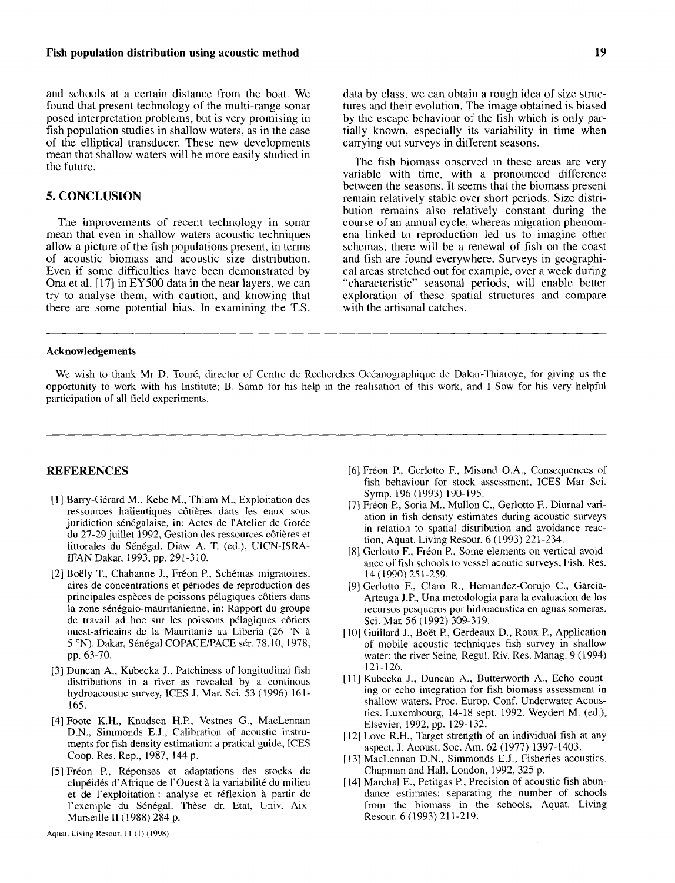and schools at a certain distance from the boat. We found that present technology of the multi-range sonar posed interpretation problems, but is very promising in fish population studies in shallow waters, as in the case of the elliptical transducer. These new developments mean that shallow waters will be more easily studied in the future.

## 5. CONCLUSION

The improvements of recent technology in sonar mean that even in shallow waters acoustic techniques allow a picture of the fish populations present, in terms of acoustic biomass and acoustic size distribution. Even if some difficulties have been demonstrated by Ona et al. [17] in EY500 data in the near layers, we can try to analyse them, with caution, and knowing that there are some potential bias. In examining the T.S. data by class, we can obtain a rough idea of size structures and their evolution. The image obtained is biased by the escape behaviour of the fish which is only partially known, especially its variability in time when carrying out surveys in different seasons.

The fish biomass observed in these areas are very variable with time, with a pronounced difference between the seasons. It seems that the biomass present remain relatively stable over short periods. Size distribution remains also relatively constant during the course of an annual cycle, whereas migration phenomena linked to reproduction led us to imagine other schemas; there will be a renewal of fish on the coast and fish are found everywhere. Surveys in geographical areas stretched out for example, over a week during "characteristic" seasonal periods, will enable better exploration of these spatial structures and compare with the artisanal catches.

### Acknowledgements

We wish to thank Mr D. Touré, director of Centre de Recherches Océanographique de Dakar-Thiaroye, for giving us the opportunity to work with his Institute; B. Samb for his help in the realisation of this work, and I Sow for his very helpful participation of all field experiments.

## REFERENCES

[1] Barry-Gérard M., Kebe M., Thiam M., Exploitation des ressources halieutiques côtières dans les eaux sous juridiction sénégalaise, in: Actes de l'Atelier de Gorée du 27-29 juillet 1992, Gestion des ressources côtières et littorales du Sénégal. Diaw A. T. (ed.), UICN-ISRA-IFAN Dakar, 1993, pp. 291-310.

[2] Boëly T., Chabanne J., Fréon P., Schémas migratoires, aires de concentrations et périodes de reproduction des principales espèces de poissons pélagiques côtiers dans la zone sénégalo-mauritanienne, in: Rapport du groupe de travail ad hoc sur les poissons pélagiques côtiers ouest-africains de la Mauritanie au Liberia (26 °N à 5 °N). Dakar, Sénégal COPACE/PACE sér. 78.10, 1978, pp. 63-70.

[3] Duncan A., Kubecka J., Patchiness of longitudinal fish distributions in a river as revealed by a continous hydroacoustic survey, ICES J. Mar. Sci. 53 (1996) 161-165.

[4] Foote K.H., Knudsen H.P., Vestnes G., MacLennan D.N., Simmonds E.J., Calibration of acoustic instruments for fish density estimation: a pratical guide, ICES Coop. Res. Rep., 1987, 144 p.

[5] Fréon P., Réponses et adaptations des stocks de clupéidés d'Afrique de l'Ouest à la variabilité du milieu et de l'exploitation : analyse et réflexion à partir de l'exemple du Sénégal. Thèse dr. Etat, Univ. Aix-Marseille II (1988) 284 p.

[6] Fréon P., Gerlotto F., Misund O.A., Consequences of fish behaviour for stock assessment, ICES Mar Sci. Symp. 196 (1993) 190-195.

[7] Fréon P., Soria M., Mullon C., Gerlotto F., Diurnal variation in fish density estimates during acoustic surveys in relation to spatial distribution and avoidance reaction, Aquat. Living Resour. 6 (1993) 221-234.

[8] Gerlotto F., Fréon P., Some elements on vertical avoidance of fish schools to vessel acoutic surveys, Fish. Res. 14 (1990) 251-259.

[9] Gerlotto F., Claro R., Hernandez-Corujo C., Garcia-Arteuga J.P., Una metodologia para la evaluacion de los recursos pesqueros por hidroacustica en aguas someras, Sci. Mar. 56 (1992) 309-319.

[10] Guillard J., Boët P., Gerdeaux D., Roux P., Application of mobile acoustic techniques fish survey in shallow water: the river Seine, Regul. Riv. Res. Manag. 9 (1994) 121-126.

[11] Kubecka J., Duncan A., Butterworth A., Echo counting or echo integration for fish biomass assessment in shallow waters, Proc. Europ. Conf. Underwater Acoustics. Luxembourg, 14-18 sept. 1992. Weydert M. (ed.), Elsevier, 1992, pp. 129-132.

[12] Love R.H., Target strength of an individual fish at any aspect, J. Acoust. Soc. Am. 62 (1977) 1397-1403.

[13] MacLennan D.N., Simmonds E.J., Fisheries acoustics. Chapman and Hall, London, 1992, 325 p.

[14] Marchal E., Petitgas P., Precision of acoustic fish abundance estimates: separating the number of schools from the biomass in the schools, Aquat. Living Resour. 6 (1993) 211-219.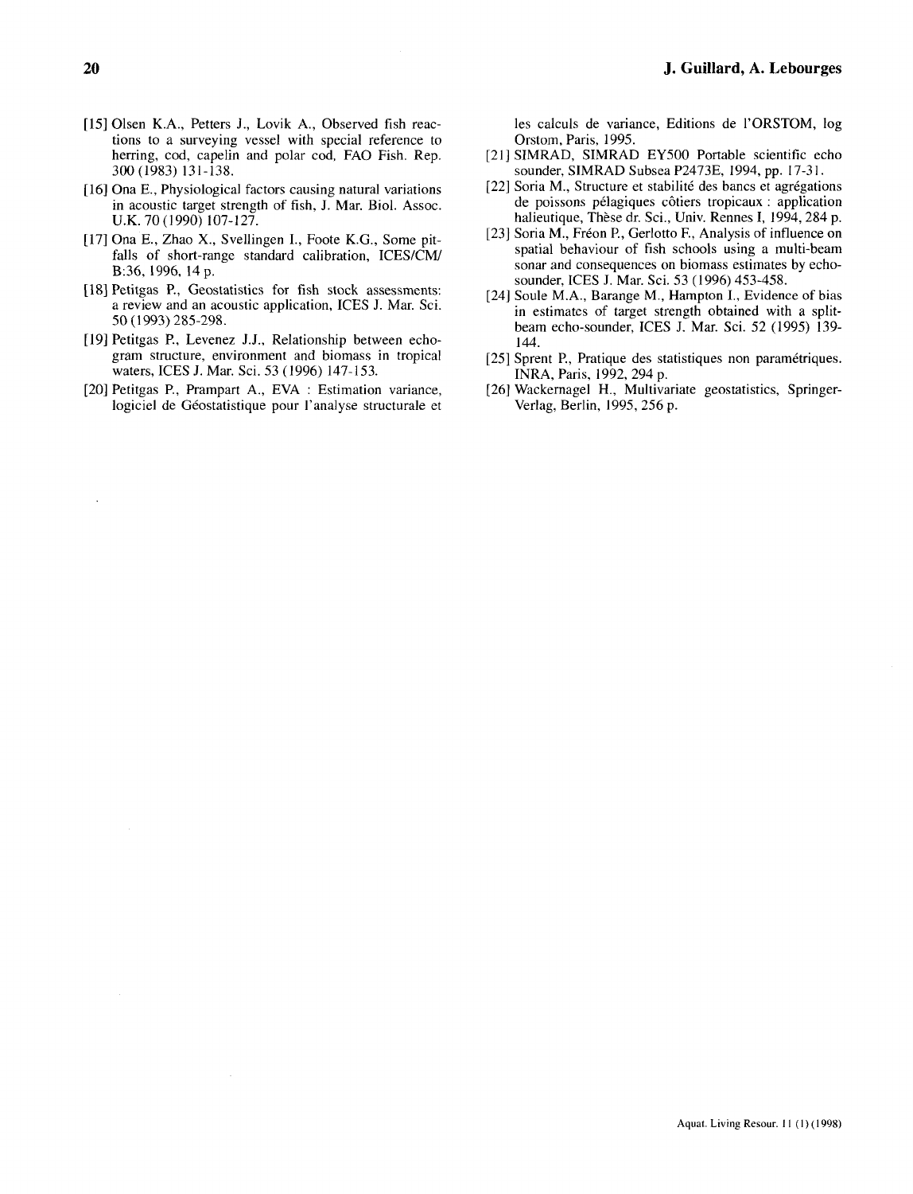[15] Olsen K.A., Petters J., Lovik A., Observed fish reactions to a surveying vessel with special reference to herring, cod, capelin and polar cod, FAO Fish. Rep. 300 (1983) 131-138.

[16] Ona E., Physiological factors causing natural variations in acoustic target strength of fish, J. Mar. Biol. Assoc. U.K. 70 (1990) 107-127.

[17] Ona E., Zhao X., Svellingen I., Foote K.G., Some pitfalls of short-range standard calibration, ICES/CM/ B:36, 1996, 14 p.

[18] Petitgas P., Geostatistics for fish stock assessments: a review and an acoustic application, ICES J. Mar. Sci. 50 (1993) 285-298.

[19] Petitgas P., Levenez J.J., Relationship between echogram structure, environment and biomass in tropical waters, ICES J. Mar. Sci. 53 (1996) 147-153.

[20] Petitgas P., Prampart A., EVA : Estimation variance, logiciel de Géostatistique pour l'analyse structurale et les calculs de variance, Editions de l'ORSTOM, log Orstom, Paris, 1995.

[21] SIMRAD, SIMRAD EY500 Portable scientific echo sounder, SIMRAD Subsea P2473E, 1994, pp. 17-31.

[22] Soria M., Structure et stabilité des bancs et agrégations de poissons pélagiques côtiers tropicaux : application halieutique, Thèse dr. Sci., Univ. Rennes I, 1994, 284 p.

[23] Soria M., Fréon P., Gerlotto F., Analysis of influence on spatial behaviour of fish schools using a multi-beam sonar and consequences on biomass estimates by echosounder, ICES J. Mar. Sci. 53 (1996) 453-458.

[24] Soule M.A., Barange M., Hampton I., Evidence of bias in estimates of target strength obtained with a split-beam echo-sounder, ICES J. Mar. Sci. 52 (1995) 139-144.

[25] Sprent P., Pratique des statistiques non paramétriques. INRA, Paris, 1992, 294 p.

[26] Wackernagel H., Multivariate geostatistics, Springer-Verlag, Berlin, 1995, 256 p.